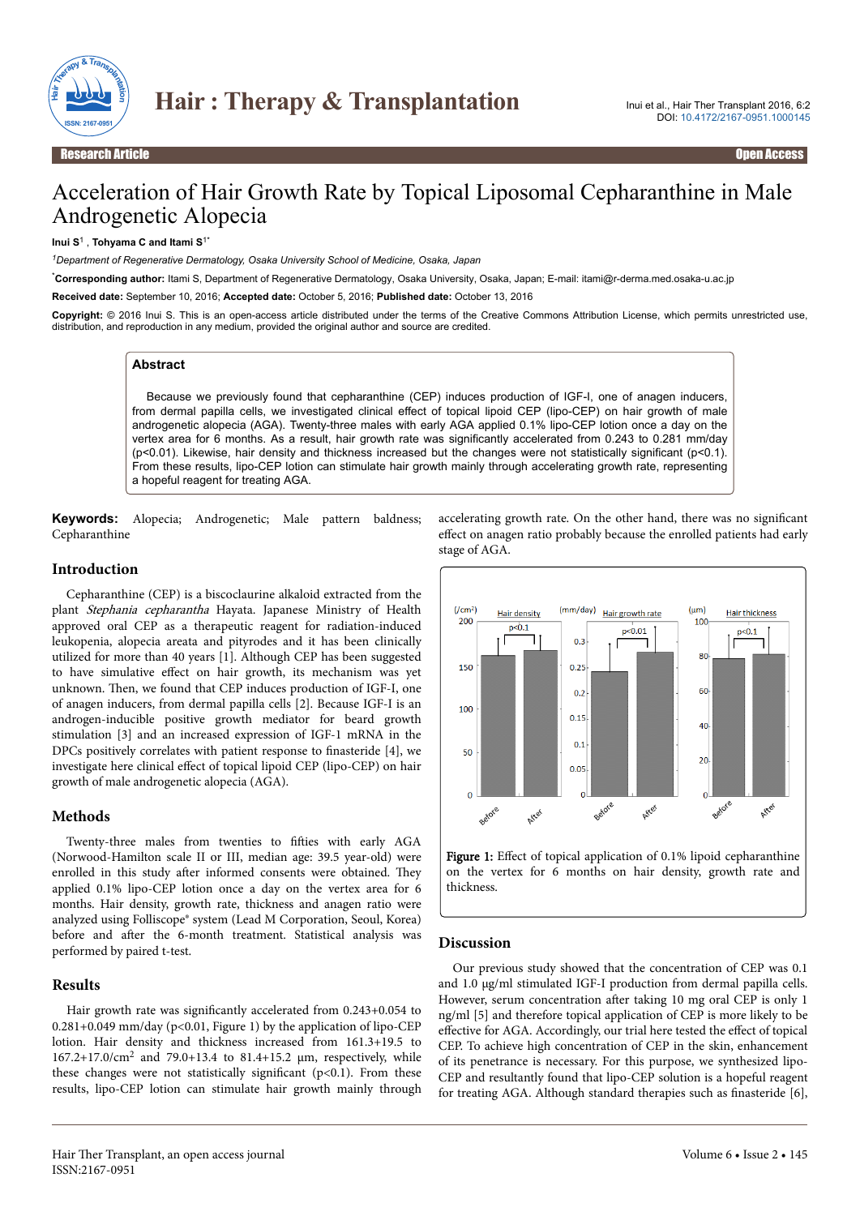# Acceleration of Hair Growth Rate by Topical Liposomal Cepharanthine in Male Androgenetic Alopecia

**Inui S**[1] , **Tohyama C and Itami S**[1*]

[1]*Department of Regenerative Dermatology, Osaka University School of Medicine, Osaka, Japan*

[*]**Corresponding author:** Itami S, Department of Regenerative Dermatology, Osaka University, Osaka, Japan; E-mail: itami@r-derma.med.osaka-u.ac.jp

**Received date:** September 10, 2016; **Accepted date:** October 5, 2016; **Published date:** October 13, 2016

**Copyright:** © 2016 Inui S. This is an open-access article distributed under the terms of the Creative Commons Attribution License, which permits unrestricted use, distribution, and reproduction in any medium, provided the original author and source are credited.

## Abstract

Because we previously found that cepharanthine (CEP) induces production of IGF-I, one of anagen inducers, from dermal papilla cells, we investigated clinical effect of topical lipoid CEP (lipo-CEP) on hair growth of male androgenetic alopecia (AGA). Twenty-three males with early AGA applied 0.1% lipo-CEP lotion once a day on the vertex area for 6 months. As a result, hair growth rate was significantly accelerated from 0.243 to 0.281 mm/day ($p<0.01$). Likewise, hair density and thickness increased but the changes were not statistically significant ($p<0.1$). From these results, lipo-CEP lotion can stimulate hair growth mainly through accelerating growth rate, representing a hopeful reagent for treating AGA.

**Keywords:** Alopecia; Androgenetic; Male pattern baldness; Cepharanthine

## Introduction

Cepharanthine (CEP) is a biscoclaurine alkaloid extracted from the plant *Stephania cepharantha* Hayata. Japanese Ministry of Health approved oral CEP as a therapeutic reagent for radiation-induced leukopenia, alopecia areata and pityrodes and it has been clinically utilized for more than 40 years [1]. Although CEP has been suggested to have simulative effect on hair growth, its mechanism was yet unknown. Then, we found that CEP induces production of IGF-I, one of anagen inducers, from dermal papilla cells [2]. Because IGF-I is an androgen-inducible positive growth mediator for beard growth stimulation [3] and an increased expression of IGF-1 mRNA in the DPCs positively correlates with patient response to finasteride [4], we investigate here clinical effect of topical lipoid CEP (lipo-CEP) on hair growth of male androgenetic alopecia (AGA).

## Methods

Twenty-three males from twenties to fifties with early AGA (Norwood-Hamilton scale II or III, median age: 39.5 year-old) were enrolled in this study after informed consents were obtained. They applied 0.1% lipo-CEP lotion once a day for 6 months. Hair density, growth rate, thickness and anagen ratio were analyzed using Folliscope® system (Lead M Corporation, Seoul, Korea) before and after the 6-month treatment. Statistical analysis was performed by paired t-test.

## Results

Hair growth rate was significantly accelerated from 0.243+0.054 to 0.281+0.049 mm/day ($p<0.01$, Figure 1) by the application of lipo-CEP lotion. Hair density and thickness increased from 161.3+19.5 to 167.2+17.0/cm$^2$ and 79.0+13.4 to 81.4+15.2 µm, respectively, while these changes were not statistically significant ($p<0.1$). From these results, lipo-CEP lotion can stimulate hair growth mainly through accelerating growth rate. On the other hand, there was no significant effect on anagen ratio probably because the enrolled patients had early stage of AGA.

**Figure 1:** Effect of topical application of 0.1% lipoid cepharanthine on the vertex for 6 months on hair density, growth rate and thickness.

## Discussion

Our previous study showed that the concentration of CEP was 0.1 and 1.0 µg/ml stimulated IGF-I production from dermal papilla cells. However, serum concentration after taking 10 mg oral CEP is only 1 ng/ml [5] and therefore topical application of CEP is more likely to be effective for AGA. Accordingly, our trial here tested the effect of topical CEP. To achieve high concentration of CEP in the skin, enhancement of its penetrance is necessary. For this purpose, we synthesized lipo-CEP and resultantly found that lipo-CEP solution is a hopeful reagent for treating AGA. Although standard therapies such as finasteride [6],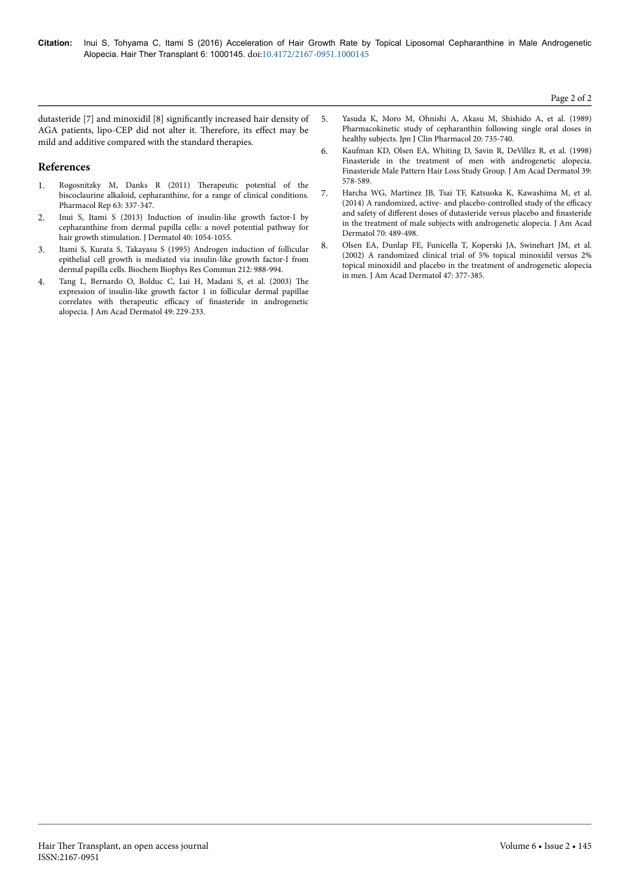dutasteride [7] and minoxidil [8] significantly increased hair density of AGA patients, lipo-CEP did not alter it. Therefore, its effect may be mild and additive compared with the standard therapies.

## References

1. Rogosnitzky M, Danks R (2011) Therapeutic potential of the biscoclaurine alkaloid, cepharanthine, for a range of clinical conditions. Pharmacol Rep 63: 337-347.
2. Inui S, Itami S (2013) Induction of insulin-like growth factor-I by cepharanthine from dermal papilla cells: a novel potential pathway for hair growth stimulation. J Dermatol 40: 1054-1055.
3. Itami S, Kurata S, Takayasu S (1995) Androgen induction of follicular epithelial cell growth is mediated via insulin-like growth factor-I from dermal papilla cells. Biochem Biophys Res Commun 212: 988-994.
4. Tang L, Bernardo O, Bolduc C, Lui H, Madani S, et al. (2003) The expression of insulin-like growth factor 1 in follicular dermal papillae correlates with therapeutic efficacy of finasteride in androgenetic alopecia. J Am Acad Dermatol 49: 229-233.
5. Yasuda K, Moro M, Ohnishi A, Akasu M, Shishido A, et al. (1989) Pharmacokinetic study of cepharanthin following single oral doses in healthy subjects. Jpn J Clin Pharmacol 20: 735-740.
6. Kaufman KD, Olsen EA, Whiting D, Savin R, DeVillez R, et al. (1998) Finasteride in the treatment of men with androgenetic alopecia. Finasteride Male Pattern Hair Loss Study Group. J Am Acad Dermatol 39: 578-589.
7. Harcha WG, Martinez JB, Tsai TF, Katsuoka K, Kawashima M, et al. (2014) A randomized, active- and placebo-controlled study of the efficacy and safety of different doses of dutasteride versus placebo and finasteride in the treatment of male subjects with androgenetic alopecia. J Am Acad Dermatol 70: 489-498.
8. Olsen EA, Dunlap FE, Funicella T, Koperski JA, Swinehart JM, et al. (2002) A randomized clinical trial of 5% topical minoxidil versus 2% topical minoxidil and placebo in the treatment of androgenetic alopecia in men. J Am Acad Dermatol 47: 377-385.